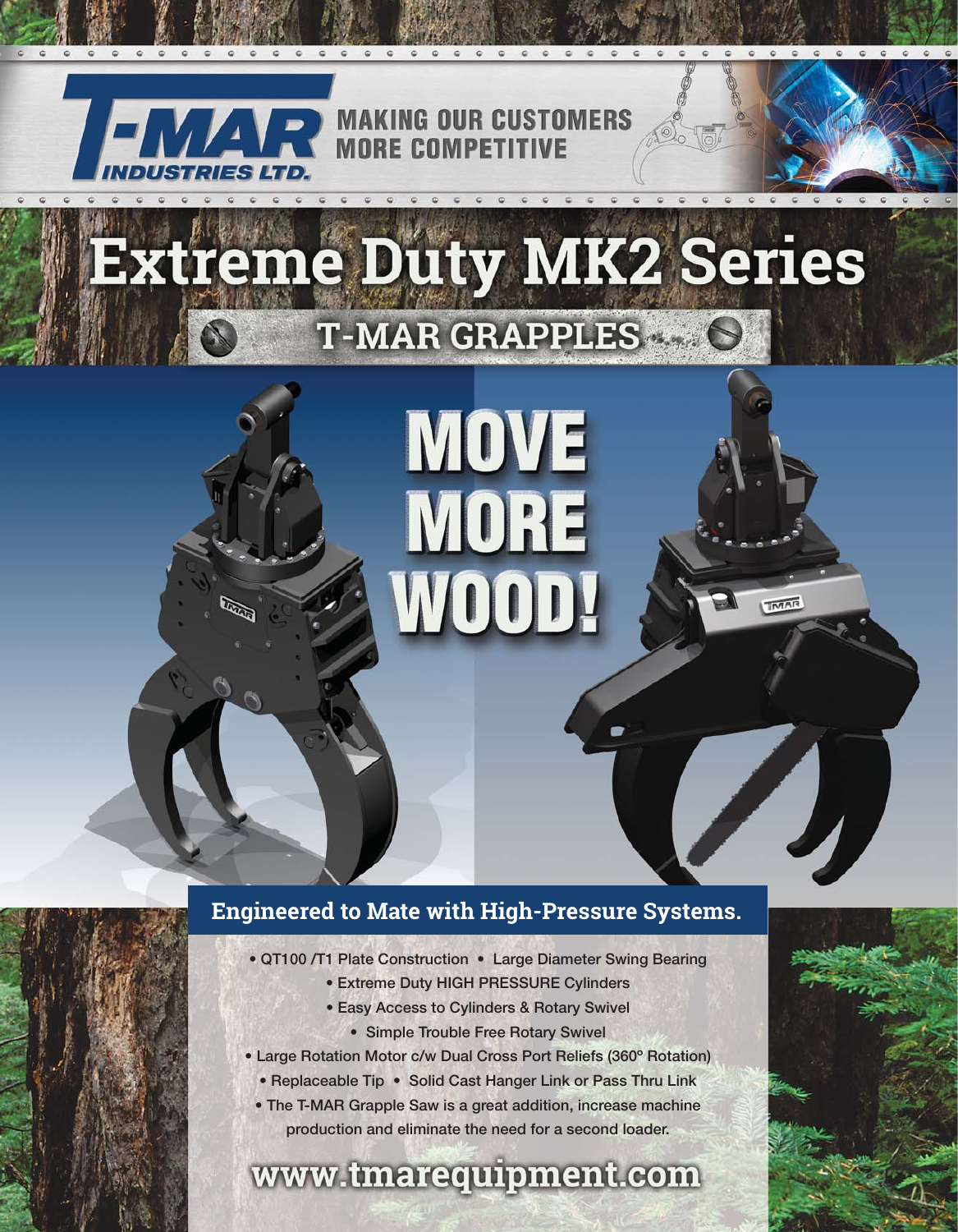# T-MAR INDUSTRIES LTD.

MAKING OUR CUSTOMERS MORE COMPETITIVE

# Extreme Duty MK2 Series

## T-MAR GRAPPLES

# MOVE MORE WOOD!

### Engineered to Mate with High-Pressure Systems.

- QT100 /T1 Plate Construction
- Large Diameter Swing Bearing
- Extreme Duty HIGH PRESSURE Cylinders
- Easy Access to Cylinders & Rotary Swivel
- Simple Trouble Free Rotary Swivel
- Large Rotation Motor c/w Dual Cross Port Reliefs (360° Rotation)
- Replaceable Tip
- Solid Cast Hanger Link or Pass Thru Link
- The T-MAR Grapple Saw is a great addition, increase machine production and eliminate the need for a second loader.

## www.tmarequipment.com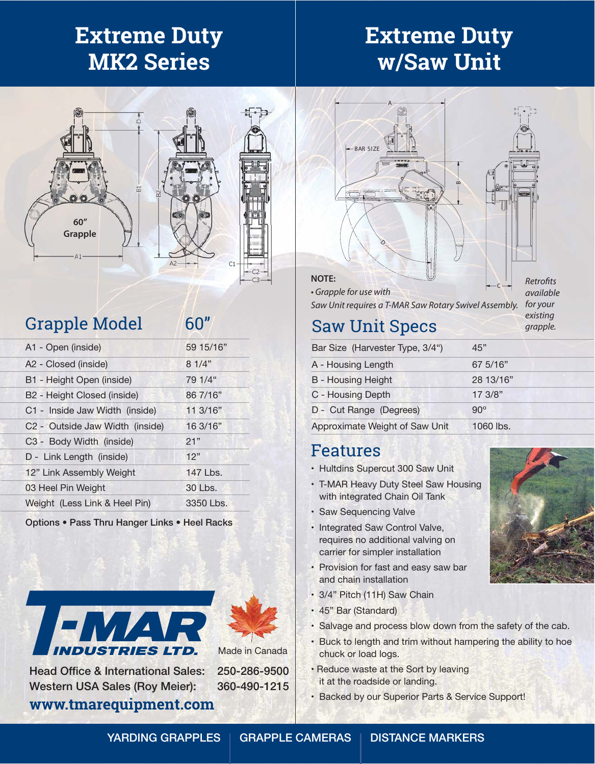# Extreme Duty MK2 Series

60" Grapple

A1

B1

B2

A2

C1

C2

C3

D

## Grapple Model

| Grapple Model | 60" |
|---|---|
| A1 - Open (inside) | 59 15/16" |
| A2 - Closed (inside) | 8 1/4" |
| B1 - Height Open (inside) | 79 1/4" |
| B2 - Height Closed (inside) | 86 7/16" |
| C1 - Inside Jaw Width (inside) | 11 3/16" |
| C2 - Outside Jaw Width (inside) | 16 3/16" |
| C3 - Body Width (inside) | 21" |
| D - Link Length (inside) | 12" |
| 12" Link Assembly Weight | 147 Lbs. |
| 03 Heel Pin Weight | 30 Lbs. |
| Weight (Less Link & Heel Pin) | 3350 Lbs. |

**Options • Pass Thru Hanger Links • Heel Racks**

T-MAR INDUSTRIES LTD.

Made in Canada

**Head Office & International Sales: 250-286-9500**

**Western USA Sales (Roy Meier): 360-490-1215**

**www.tmarequipment.com**

# Extreme Duty w/Saw Unit

A

BAR SIZE

B

C

D

**NOTE:**

*• Grapple for use with Saw Unit requires a T-MAR Saw Rotary Swivel Assembly.*

*Retrofits available for your existing grapple.*

## Saw Unit Specs

| | |
|---|---|
| Bar Size (Harvester Type, 3/4") | 45" |
| A - Housing Length | 67 5/16" |
| B - Housing Height | 28 13/16" |
| C - Housing Depth | 17 3/8" |
| D - Cut Range (Degrees) | 90° |
| Approximate Weight of Saw Unit | 1060 lbs. |

## Features

- Hultdins Supercut 300 Saw Unit
- T-MAR Heavy Duty Steel Saw Housing with integrated Chain Oil Tank
- Saw Sequencing Valve
- Integrated Saw Control Valve, requires no additional valving on carrier for simpler installation
- Provision for fast and easy saw bar and chain installation
- 3/4" Pitch (11H) Saw Chain
- 45" Bar (Standard)
- Salvage and process blow down from the safety of the cab.
- Buck to length and trim without hampering the ability to hoe chuck or load logs.
- Reduce waste at the Sort by leaving it at the roadside or landing.
- Backed by our Superior Parts & Service Support!

YARDING GRAPPLES | GRAPPLE CAMERAS | DISTANCE MARKERS